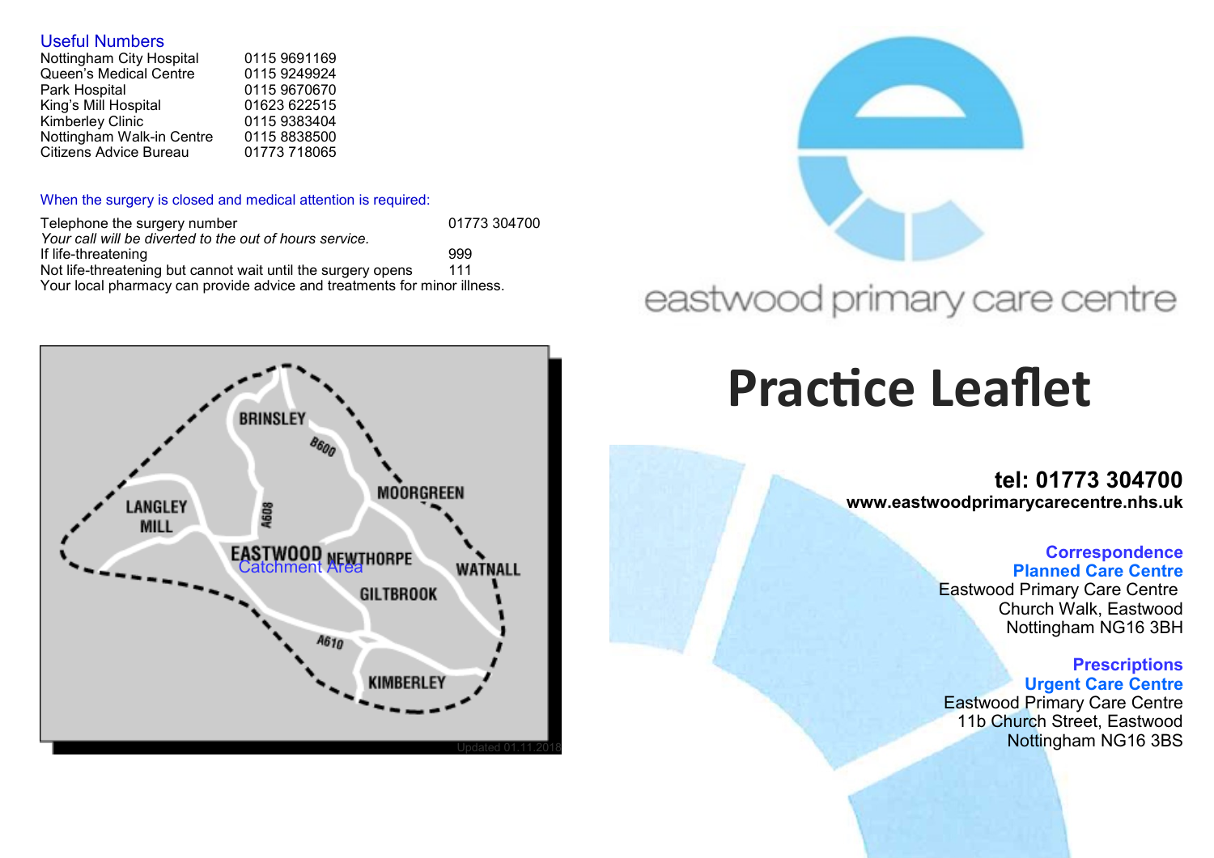## Useful Numbers

| | |
|---|---|
| Nottingham City Hospital | 0115 9691169 |
| Queen's Medical Centre | 0115 9249924 |
| Park Hospital | 0115 9670670 |
| King's Mill Hospital | 01623 622515 |
| Kimberley Clinic | 0115 9383404 |
| Nottingham Walk-in Centre | 0115 8838500 |
| Citizens Advice Bureau | 01773 718065 |

### When the surgery is closed and medical attention is required:

| | |
|---|---|
| Telephone the surgery number | 01773 304700 |
| *Your call will be diverted to the out of hours service.* | |
| If life-threatening | 999 |
| Not life-threatening but cannot wait until the surgery opens | 111 |

Your local pharmacy can provide advice and treatments for minor illness.

BRINSLEY
B600
MOORGREEN
LANGLEY MILL
A608
EASTWOOD NEWTHORPE
Catchment Area
WATNALL
GILTBROOK
A610
KIMBERLEY

Updated 01.11.2018

eastwood primary care centre

# Practice Leaflet

**tel: 01773 304700**
**www.eastwoodprimarycarecentre.nhs.uk**

**Correspondence**
**Planned Care Centre**
Eastwood Primary Care Centre
Church Walk, Eastwood
Nottingham NG16 3BH

**Prescriptions**
**Urgent Care Centre**
Eastwood Primary Care Centre
11b Church Street, Eastwood
Nottingham NG16 3BS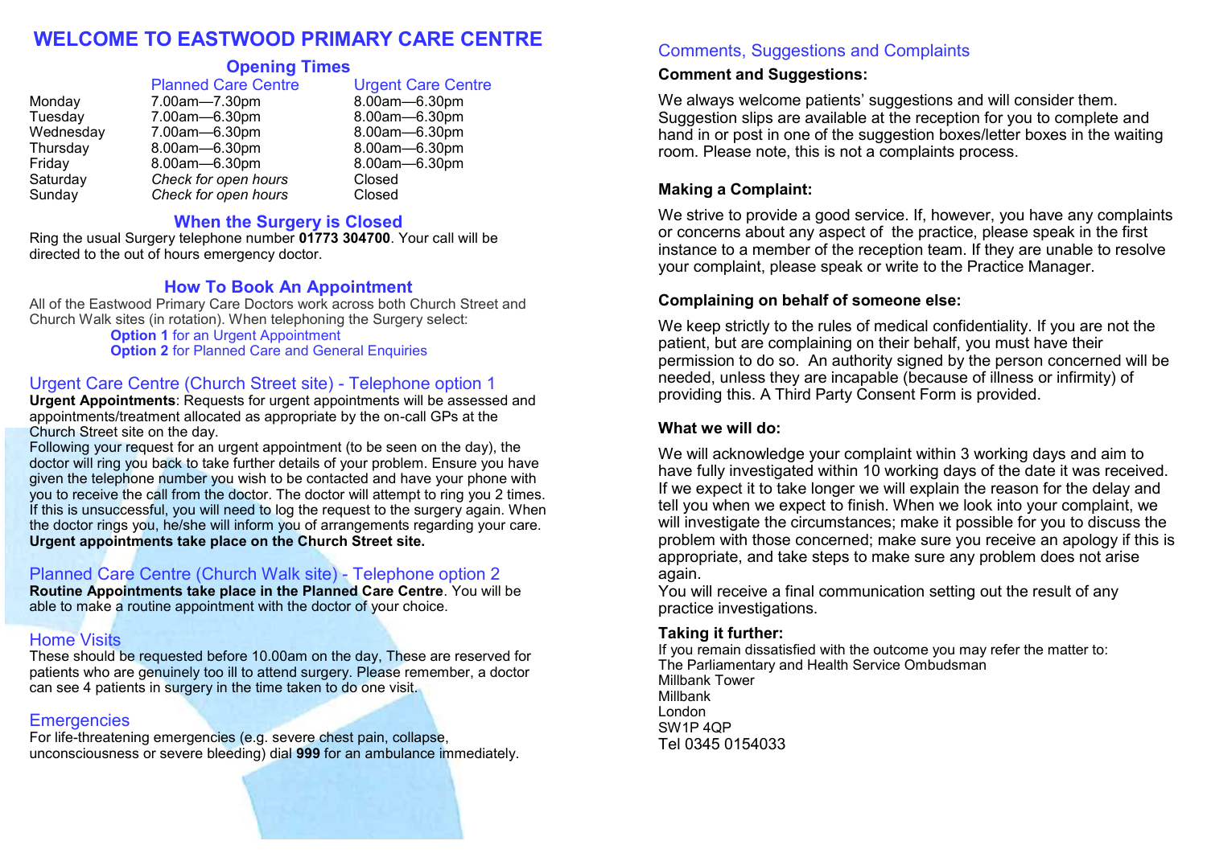# WELCOME TO EASTWOOD PRIMARY CARE CENTRE

## Opening Times

| | Planned Care Centre | Urgent Care Centre |
|---|---|---|
| Monday | 7.00am—7.30pm | 8.00am—6.30pm |
| Tuesday | 7.00am—6.30pm | 8.00am—6.30pm |
| Wednesday | 7.00am—6.30pm | 8.00am—6.30pm |
| Thursday | 8.00am—6.30pm | 8.00am—6.30pm |
| Friday | 8.00am—6.30pm | 8.00am—6.30pm |
| Saturday | *Check for open hours* | Closed |
| Sunday | *Check for open hours* | Closed |

## When the Surgery is Closed

Ring the usual Surgery telephone number **01773 304700**. Your call will be directed to the out of hours emergency doctor.

## How To Book An Appointment

All of the Eastwood Primary Care Doctors work across both Church Street and Church Walk sites (in rotation). When telephoning the Surgery select:

**Option 1** for an Urgent Appointment
**Option 2** for Planned Care and General Enquiries

### Urgent Care Centre (Church Street site) - Telephone option 1

**Urgent Appointments**: Requests for urgent appointments will be assessed and appointments/treatment allocated as appropriate by the on-call GPs at the Church Street site on the day.

Following your request for an urgent appointment (to be seen on the day), the doctor will ring you back to take further details of your problem. Ensure you have given the telephone number you wish to be contacted and have your phone with you to receive the call from the doctor. The doctor will attempt to ring you 2 times. If this is unsuccessful, you will need to log the request to the surgery again. When the doctor rings you, he/she will inform you of arrangements regarding your care. **Urgent appointments take place on the Church Street site.**

### Planned Care Centre (Church Walk site) - Telephone option 2

**Routine Appointments take place in the Planned Care Centre**. You will be able to make a routine appointment with the doctor of your choice.

### Home Visits

These should be requested before 10.00am on the day, These are reserved for patients who are genuinely too ill to attend surgery. Please remember, a doctor can see 4 patients in surgery in the time taken to do one visit.

### Emergencies

For life-threatening emergencies (e.g. severe chest pain, collapse, unconsciousness or severe bleeding) dial **999** for an ambulance immediately.

## Comments, Suggestions and Complaints

**Comment and Suggestions:**

We always welcome patients' suggestions and will consider them. Suggestion slips are available at the reception for you to complete and hand in or post in one of the suggestion boxes/letter boxes in the waiting room. Please note, this is not a complaints process.

**Making a Complaint:**

We strive to provide a good service. If, however, you have any complaints or concerns about any aspect of the practice, please speak in the first instance to a member of the reception team. If they are unable to resolve your complaint, please speak or write to the Practice Manager.

**Complaining on behalf of someone else:**

We keep strictly to the rules of medical confidentiality. If you are not the patient, but are complaining on their behalf, you must have their permission to do so. An authority signed by the person concerned will be needed, unless they are incapable (because of illness or infirmity) of providing this. A Third Party Consent Form is provided.

**What we will do:**

We will acknowledge your complaint within 3 working days and aim to have fully investigated within 10 working days of the date it was received. If we expect it to take longer we will explain the reason for the delay and tell you when we expect to finish. When we look into your complaint, we will investigate the circumstances; make it possible for you to discuss the problem with those concerned; make sure you receive an apology if this is appropriate, and take steps to make sure any problem does not arise again.

You will receive a final communication setting out the result of any practice investigations.

**Taking it further:**

If you remain dissatisfied with the outcome you may refer the matter to:
The Parliamentary and Health Service Ombudsman
Millbank Tower
Millbank
London
SW1P 4QP
Tel 0345 0154033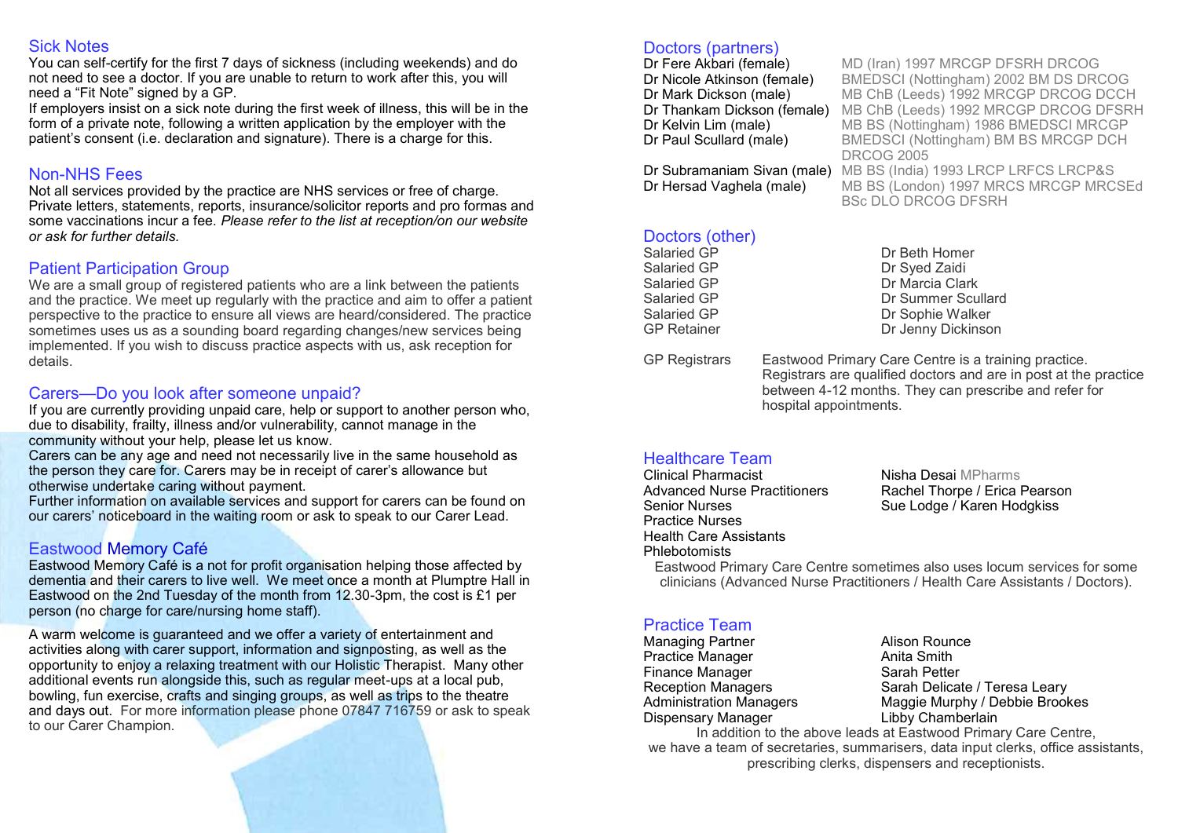## Sick Notes

You can self-certify for the first 7 days of sickness (including weekends) and do not need to see a doctor. If you are unable to return to work after this, you will need a "Fit Note" signed by a GP.

If employers insist on a sick note during the first week of illness, this will be in the form of a private note, following a written application by the employer with the patient's consent (i.e. declaration and signature). There is a charge for this.

## Non-NHS Fees

Not all services provided by the practice are NHS services or free of charge. Private letters, statements, reports, insurance/solicitor reports and pro formas and some vaccinations incur a fee. *Please refer to the list at reception/on our website or ask for further details.*

## Patient Participation Group

We are a small group of registered patients who are a link between the patients and the practice. We meet up regularly with the practice and aim to offer a patient perspective to the practice to ensure all views are heard/considered. The practice sometimes uses us as a sounding board regarding changes/new services being implemented. If you wish to discuss practice aspects with us, ask reception for details.

## Carers—Do you look after someone unpaid?

If you are currently providing unpaid care, help or support to another person who, due to disability, frailty, illness and/or vulnerability, cannot manage in the community without your help, please let us know.

Carers can be any age and need not necessarily live in the same household as the person they care for. Carers may be in receipt of carer's allowance but otherwise undertake caring without payment.

Further information on available services and support for carers can be found on our carers' noticeboard in the waiting room or ask to speak to our Carer Lead.

## Eastwood Memory Café

Eastwood Memory Café is a not for profit organisation helping those affected by dementia and their carers to live well. We meet once a month at Plumptre Hall in Eastwood on the 2nd Tuesday of the month from 12.30-3pm, the cost is £1 per person (no charge for care/nursing home staff).

A warm welcome is guaranteed and we offer a variety of entertainment and activities along with carer support, information and signposting, as well as the opportunity to enjoy a relaxing treatment with our Holistic Therapist. Many other additional events run alongside this, such as regular meet-ups at a local pub, bowling, fun exercise, crafts and singing groups, as well as trips to the theatre and days out. For more information please phone 07847 716759 or ask to speak to our Carer Champion.

## Doctors (partners)

| | |
|---|---|
| Dr Fere Akbari (female) | MD (Iran) 1997 MRCGP DFSRH DRCOG |
| Dr Nicole Atkinson (female) | BMEDSCI (Nottingham) 2002 BM DS DRCOG |
| Dr Mark Dickson (male) | MB ChB (Leeds) 1992 MRCGP DRCOG DCCH |
| Dr Thankam Dickson (female) | MB ChB (Leeds) 1992 MRCGP DRCOG DFSRH |
| Dr Kelvin Lim (male) | MB BS (Nottingham) 1986 BMEDSCI MRCGP |
| Dr Paul Scullard (male) | BMEDSCI (Nottingham) BM BS MRCGP DCH DRCOG 2005 |
| Dr Subramaniam Sivan (male) | MB BS (India) 1993 LRCP LRFCS LRCP&S |
| Dr Hersad Vaghela (male) | MB BS (London) 1997 MRCS MRCGP MRCSEd BSc DLO DRCOG DFSRH |

## Doctors (other)

| | |
|---|---|
| Salaried GP | Dr Beth Homer |
| Salaried GP | Dr Syed Zaidi |
| Salaried GP | Dr Marcia Clark |
| Salaried GP | Dr Summer Scullard |
| Salaried GP | Dr Sophie Walker |
| GP Retainer | Dr Jenny Dickinson |

GP Registrars — Eastwood Primary Care Centre is a training practice. Registrars are qualified doctors and are in post at the practice between 4-12 months. They can prescribe and refer for hospital appointments.

## Healthcare Team

| | |
|---|---|
| Clinical Pharmacist | Nisha Desai MPharms |
| Advanced Nurse Practitioners | Rachel Thorpe / Erica Pearson |
| Senior Nurses | Sue Lodge / Karen Hodgkiss |
| Practice Nurses | |
| Health Care Assistants | |
| Phlebotomists | |

Eastwood Primary Care Centre sometimes also uses locum services for some clinicians (Advanced Nurse Practitioners / Health Care Assistants / Doctors).

## Practice Team

| | |
|---|---|
| Managing Partner | Alison Rounce |
| Practice Manager | Anita Smith |
| Finance Manager | Sarah Petter |
| Reception Managers | Sarah Delicate / Teresa Leary |
| Administration Managers | Maggie Murphy / Debbie Brookes |
| Dispensary Manager | Libby Chamberlain |

In addition to the above leads at Eastwood Primary Care Centre, we have a team of secretaries, summarisers, data input clerks, office assistants, prescribing clerks, dispensers and receptionists.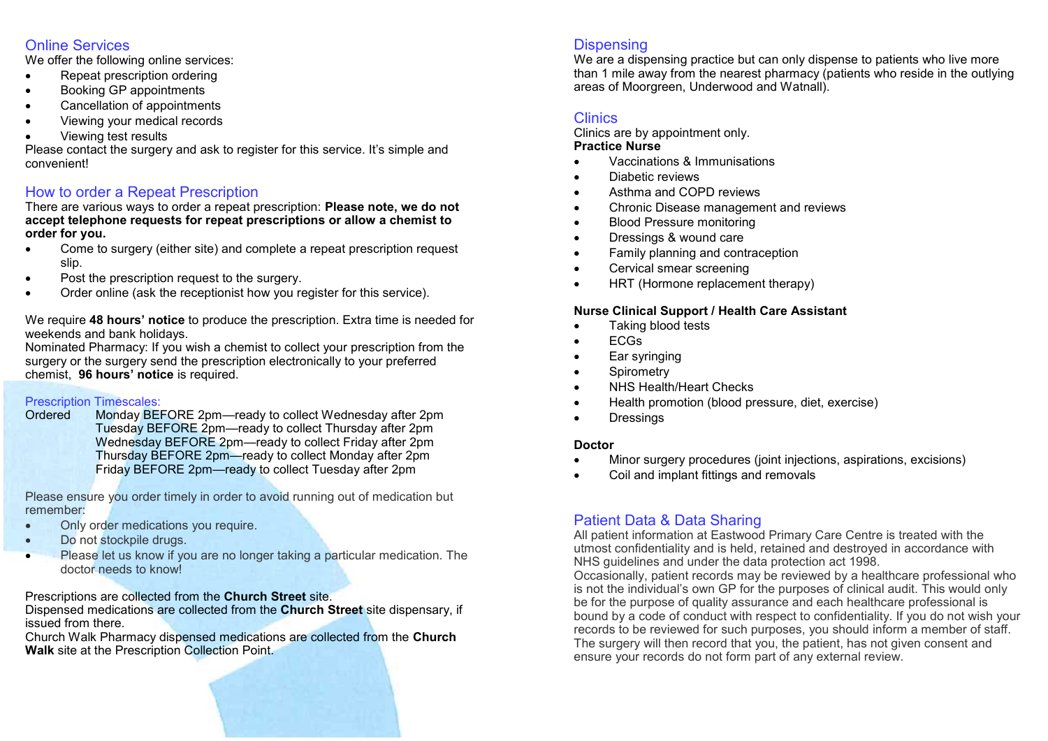## Online Services

We offer the following online services:

- Repeat prescription ordering
- Booking GP appointments
- Cancellation of appointments
- Viewing your medical records
- Viewing test results

Please contact the surgery and ask to register for this service. It's simple and convenient!

## How to order a Repeat Prescription

There are various ways to order a repeat prescription: **Please note, we do not accept telephone requests for repeat prescriptions or allow a chemist to order for you.**

- Come to surgery (either site) and complete a repeat prescription request slip.
- Post the prescription request to the surgery.
- Order online (ask the receptionist how you register for this service).

We require **48 hours' notice** to produce the prescription. Extra time is needed for weekends and bank holidays.

Nominated Pharmacy: If you wish a chemist to collect your prescription from the surgery or the surgery send the prescription electronically to your preferred chemist, **96 hours' notice** is required.

### Prescription Timescales:

Ordered
Monday BEFORE 2pm—ready to collect Wednesday after 2pm
Tuesday BEFORE 2pm—ready to collect Thursday after 2pm
Wednesday BEFORE 2pm—ready to collect Friday after 2pm
Thursday BEFORE 2pm—ready to collect Monday after 2pm
Friday BEFORE 2pm—ready to collect Tuesday after 2pm

Please ensure you order timely in order to avoid running out of medication but remember:

- Only order medications you require.
- Do not stockpile drugs.
- Please let us know if you are no longer taking a particular medication. The doctor needs to know!

Prescriptions are collected from the **Church Street** site.

Dispensed medications are collected from the **Church Street** site dispensary, if issued from there.

Church Walk Pharmacy dispensed medications are collected from the **Church Walk** site at the Prescription Collection Point.

## Dispensing

We are a dispensing practice but can only dispense to patients who live more than 1 mile away from the nearest pharmacy (patients who reside in the outlying areas of Moorgreen, Underwood and Watnall).

## Clinics

Clinics are by appointment only.

**Practice Nurse**

- Vaccinations & Immunisations
- Diabetic reviews
- Asthma and COPD reviews
- Chronic Disease management and reviews
- Blood Pressure monitoring
- Dressings & wound care
- Family planning and contraception
- Cervical smear screening
- HRT (Hormone replacement therapy)

**Nurse Clinical Support / Health Care Assistant**

- Taking blood tests
- ECGs
- Ear syringing
- Spirometry
- NHS Health/Heart Checks
- Health promotion (blood pressure, diet, exercise)
- Dressings

**Doctor**

- Minor surgery procedures (joint injections, aspirations, excisions)
- Coil and implant fittings and removals

## Patient Data & Data Sharing

All patient information at Eastwood Primary Care Centre is treated with the utmost confidentiality and is held, retained and destroyed in accordance with NHS guidelines and under the data protection act 1998.

Occasionally, patient records may be reviewed by a healthcare professional who is not the individual's own GP for the purposes of clinical audit. This would only be for the purpose of quality assurance and each healthcare professional is bound by a code of conduct with respect to confidentiality. If you do not wish your records to be reviewed for such purposes, you should inform a member of staff. The surgery will then record that you, the patient, has not given consent and ensure your records do not form part of any external review.